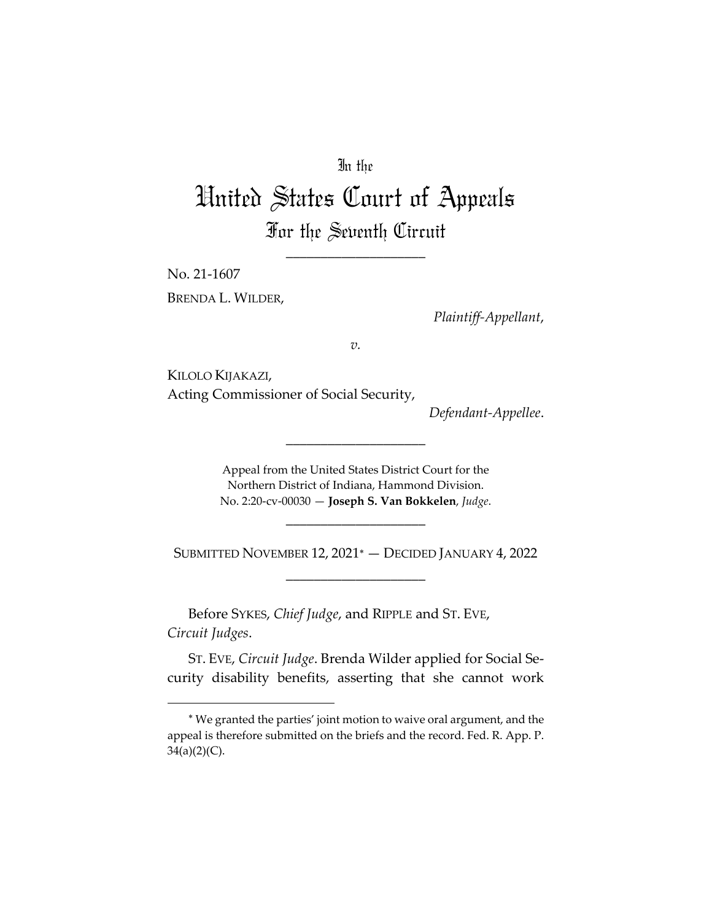In the

# United States Court of Appeals

## For the Seventh Circuit

____________________

No. 21-1607

BRENDA L. WILDER,

*Plaintiff-Appellant*,

*v.*

KILOLO KIJAKAZI,
Acting Commissioner of Social Security,

*Defendant-Appellee*.

____________________

Appeal from the United States District Court for the Northern District of Indiana, Hammond Division.
No. 2:20-cv-00030 — **Joseph S. Van Bokkelen**, *Judge*.

____________________

SUBMITTED NOVEMBER 12, 2021* — DECIDED JANUARY 4, 2022

____________________

Before SYKES, *Chief Judge*, and RIPPLE and ST. EVE, *Circuit Judges*.

ST. EVE, *Circuit Judge*. Brenda Wilder applied for Social Security disability benefits, asserting that she cannot work

* We granted the parties' joint motion to waive oral argument, and the appeal is therefore submitted on the briefs and the record. Fed. R. App. P. 34(a)(2)(C).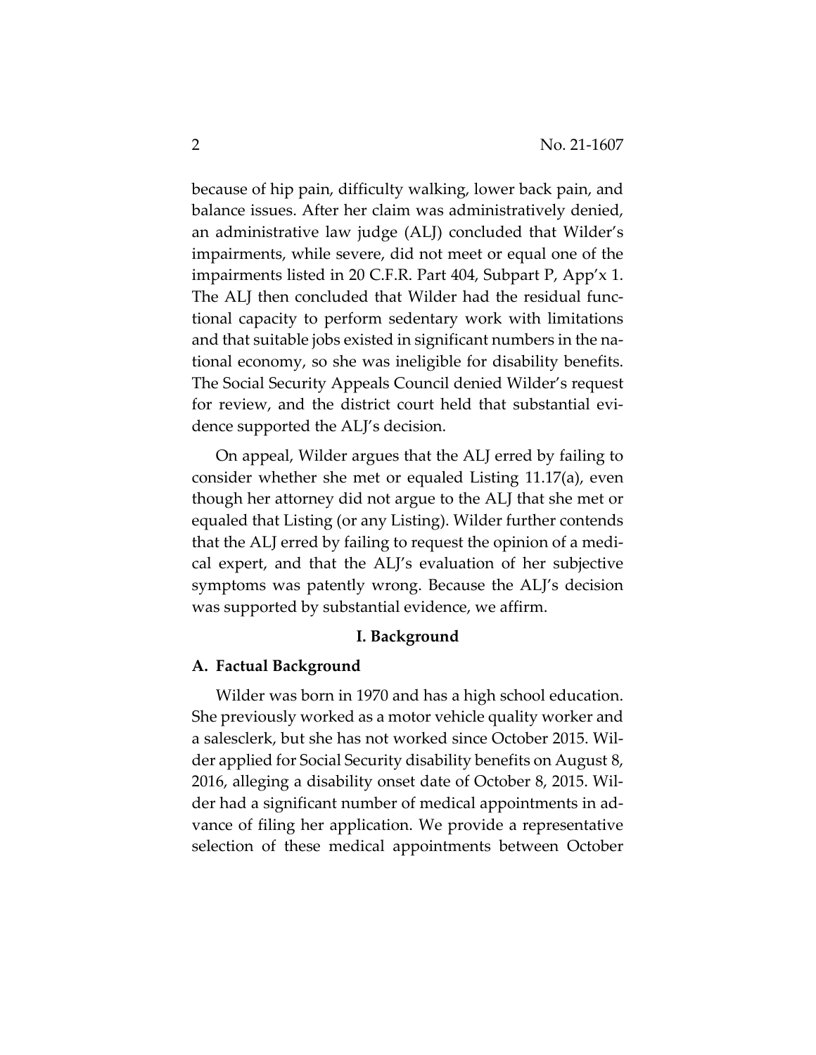because of hip pain, difficulty walking, lower back pain, and balance issues. After her claim was administratively denied, an administrative law judge (ALJ) concluded that Wilder's impairments, while severe, did not meet or equal one of the impairments listed in 20 C.F.R. Part 404, Subpart P, App'x 1. The ALJ then concluded that Wilder had the residual functional capacity to perform sedentary work with limitations and that suitable jobs existed in significant numbers in the national economy, so she was ineligible for disability benefits. The Social Security Appeals Council denied Wilder's request for review, and the district court held that substantial evidence supported the ALJ's decision.

On appeal, Wilder argues that the ALJ erred by failing to consider whether she met or equaled Listing 11.17(a), even though her attorney did not argue to the ALJ that she met or equaled that Listing (or any Listing). Wilder further contends that the ALJ erred by failing to request the opinion of a medical expert, and that the ALJ's evaluation of her subjective symptoms was patently wrong. Because the ALJ's decision was supported by substantial evidence, we affirm.

## I. Background

### A. Factual Background

Wilder was born in 1970 and has a high school education. She previously worked as a motor vehicle quality worker and a salesclerk, but she has not worked since October 2015. Wilder applied for Social Security disability benefits on August 8, 2016, alleging a disability onset date of October 8, 2015. Wilder had a significant number of medical appointments in advance of filing her application. We provide a representative selection of these medical appointments between October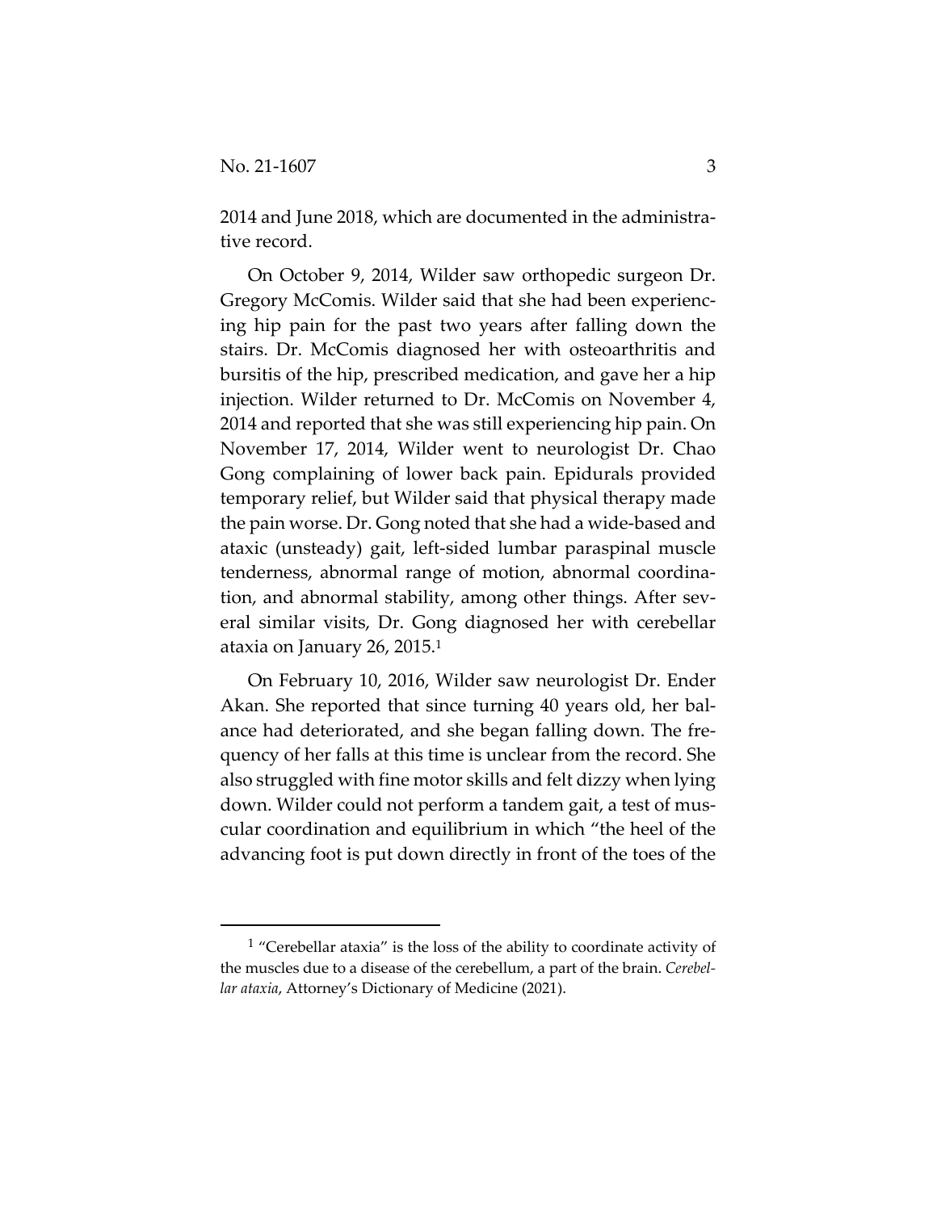2014 and June 2018, which are documented in the administrative record.

On October 9, 2014, Wilder saw orthopedic surgeon Dr. Gregory McComis. Wilder said that she had been experiencing hip pain for the past two years after falling down the stairs. Dr. McComis diagnosed her with osteoarthritis and bursitis of the hip, prescribed medication, and gave her a hip injection. Wilder returned to Dr. McComis on November 4, 2014 and reported that she was still experiencing hip pain. On November 17, 2014, Wilder went to neurologist Dr. Chao Gong complaining of lower back pain. Epidurals provided temporary relief, but Wilder said that physical therapy made the pain worse. Dr. Gong noted that she had a wide-based and ataxic (unsteady) gait, left-sided lumbar paraspinal muscle tenderness, abnormal range of motion, abnormal coordination, and abnormal stability, among other things. After several similar visits, Dr. Gong diagnosed her with cerebellar ataxia on January 26, 2015.[1]

On February 10, 2016, Wilder saw neurologist Dr. Ender Akan. She reported that since turning 40 years old, her balance had deteriorated, and she began falling down. The frequency of her falls at this time is unclear from the record. She also struggled with fine motor skills and felt dizzy when lying down. Wilder could not perform a tandem gait, a test of muscular coordination and equilibrium in which "the heel of the advancing foot is put down directly in front of the toes of the

---

[1] "Cerebellar ataxia" is the loss of the ability to coordinate activity of the muscles due to a disease of the cerebellum, a part of the brain. *Cerebellar ataxia*, Attorney's Dictionary of Medicine (2021).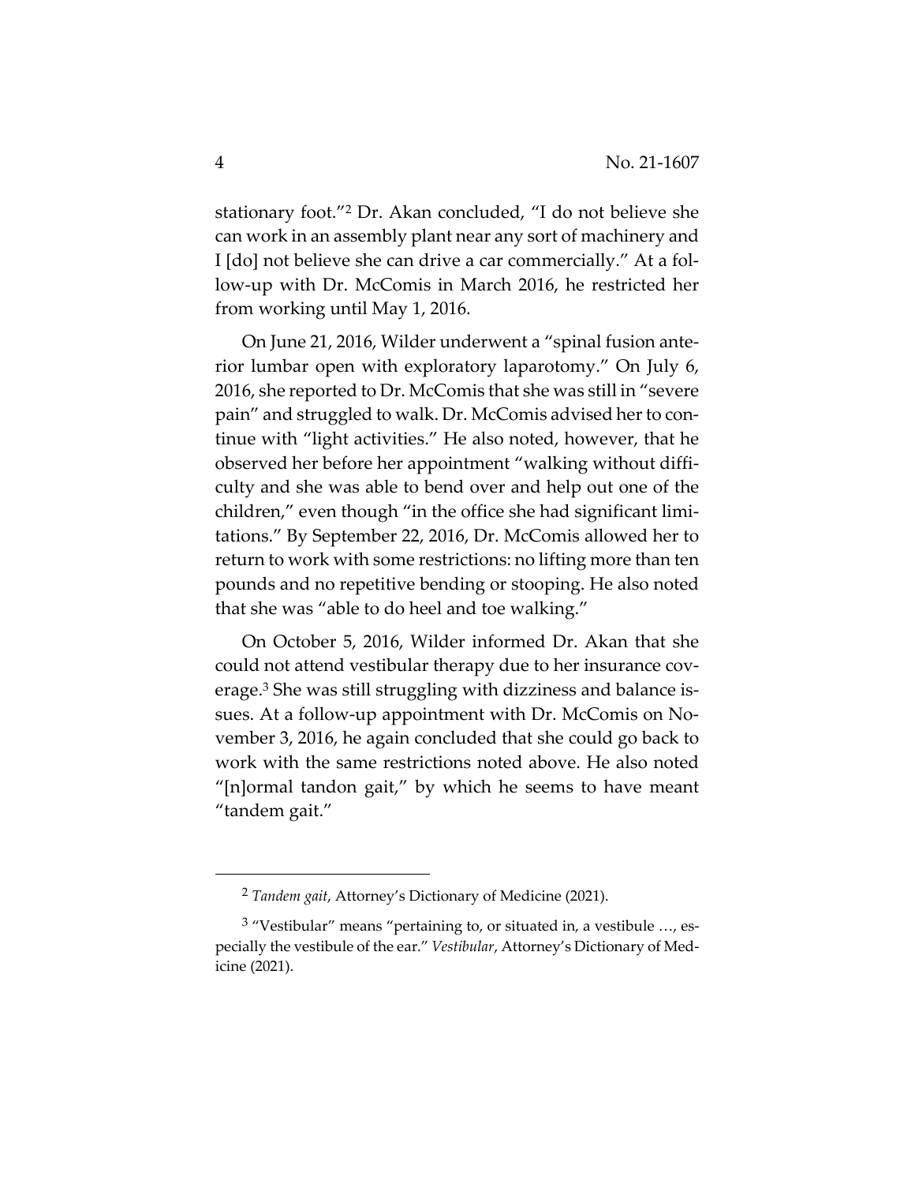stationary foot."[2] Dr. Akan concluded, "I do not believe she can work in an assembly plant near any sort of machinery and I [do] not believe she can drive a car commercially." At a follow-up with Dr. McComis in March 2016, he restricted her from working until May 1, 2016.

On June 21, 2016, Wilder underwent a "spinal fusion anterior lumbar open with exploratory laparotomy." On July 6, 2016, she reported to Dr. McComis that she was still in "severe pain" and struggled to walk. Dr. McComis advised her to continue with "light activities." He also noted, however, that he observed her before her appointment "walking without difficulty and she was able to bend over and help out one of the children," even though "in the office she had significant limitations." By September 22, 2016, Dr. McComis allowed her to return to work with some restrictions: no lifting more than ten pounds and no repetitive bending or stooping. He also noted that she was "able to do heel and toe walking."

On October 5, 2016, Wilder informed Dr. Akan that she could not attend vestibular therapy due to her insurance coverage.[3] She was still struggling with dizziness and balance issues. At a follow-up appointment with Dr. McComis on November 3, 2016, he again concluded that she could go back to work with the same restrictions noted above. He also noted "[n]ormal tandon gait," by which he seems to have meant "tandem gait."

---

[2] *Tandem gait*, Attorney's Dictionary of Medicine (2021).

[3] "Vestibular" means "pertaining to, or situated in, a vestibule …, especially the vestibule of the ear." *Vestibular*, Attorney's Dictionary of Medicine (2021).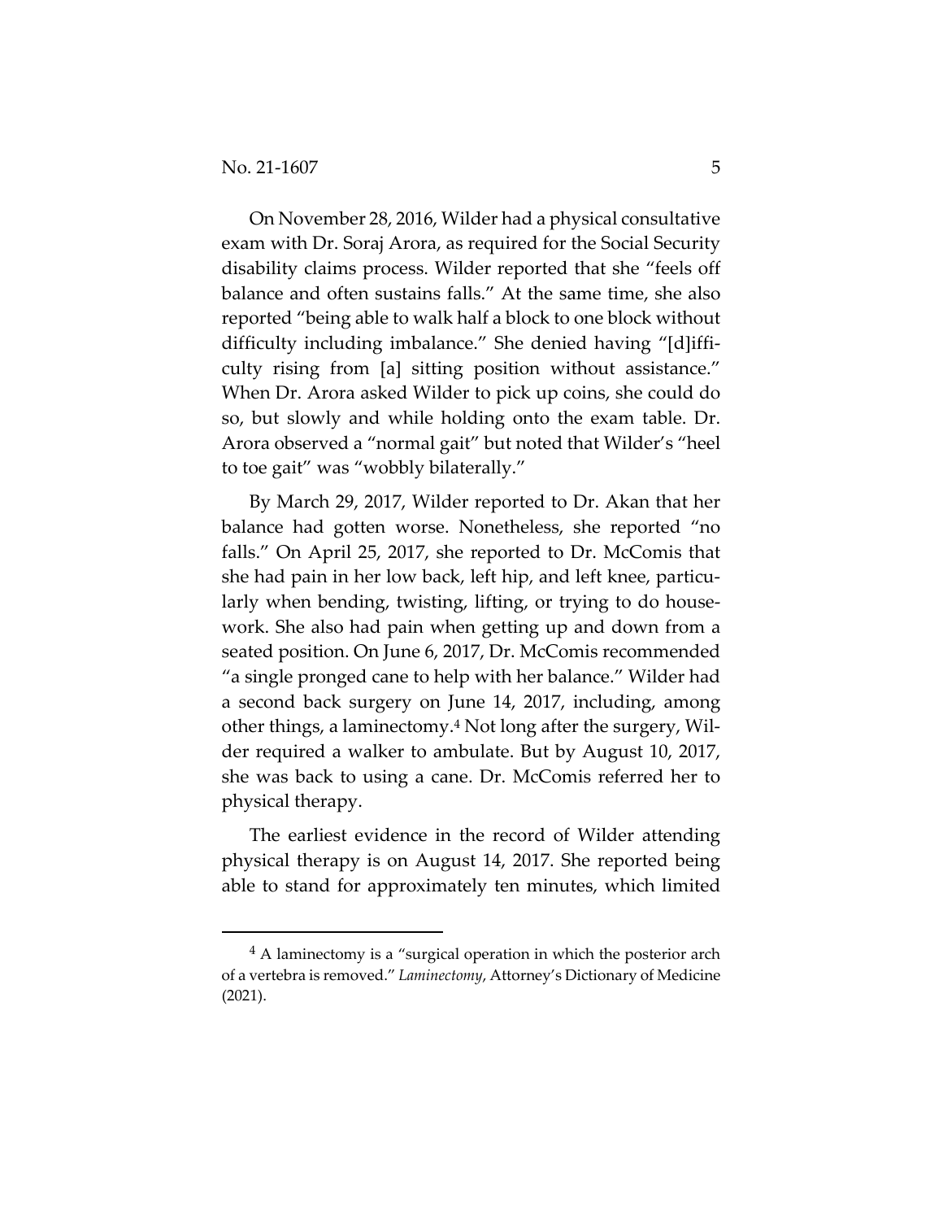On November 28, 2016, Wilder had a physical consultative exam with Dr. Soraj Arora, as required for the Social Security disability claims process. Wilder reported that she "feels off balance and often sustains falls." At the same time, she also reported "being able to walk half a block to one block without difficulty including imbalance." She denied having "[d]ifficulty rising from [a] sitting position without assistance." When Dr. Arora asked Wilder to pick up coins, she could do so, but slowly and while holding onto the exam table. Dr. Arora observed a "normal gait" but noted that Wilder's "heel to toe gait" was "wobbly bilaterally."

By March 29, 2017, Wilder reported to Dr. Akan that her balance had gotten worse. Nonetheless, she reported "no falls." On April 25, 2017, she reported to Dr. McComis that she had pain in her low back, left hip, and left knee, particularly when bending, twisting, lifting, or trying to do housework. She also had pain when getting up and down from a seated position. On June 6, 2017, Dr. McComis recommended "a single pronged cane to help with her balance." Wilder had a second back surgery on June 14, 2017, including, among other things, a laminectomy.[4] Not long after the surgery, Wilder required a walker to ambulate. But by August 10, 2017, she was back to using a cane. Dr. McComis referred her to physical therapy.

The earliest evidence in the record of Wilder attending physical therapy is on August 14, 2017. She reported being able to stand for approximately ten minutes, which limited

[4] A laminectomy is a "surgical operation in which the posterior arch of a vertebra is removed." *Laminectomy*, Attorney's Dictionary of Medicine (2021).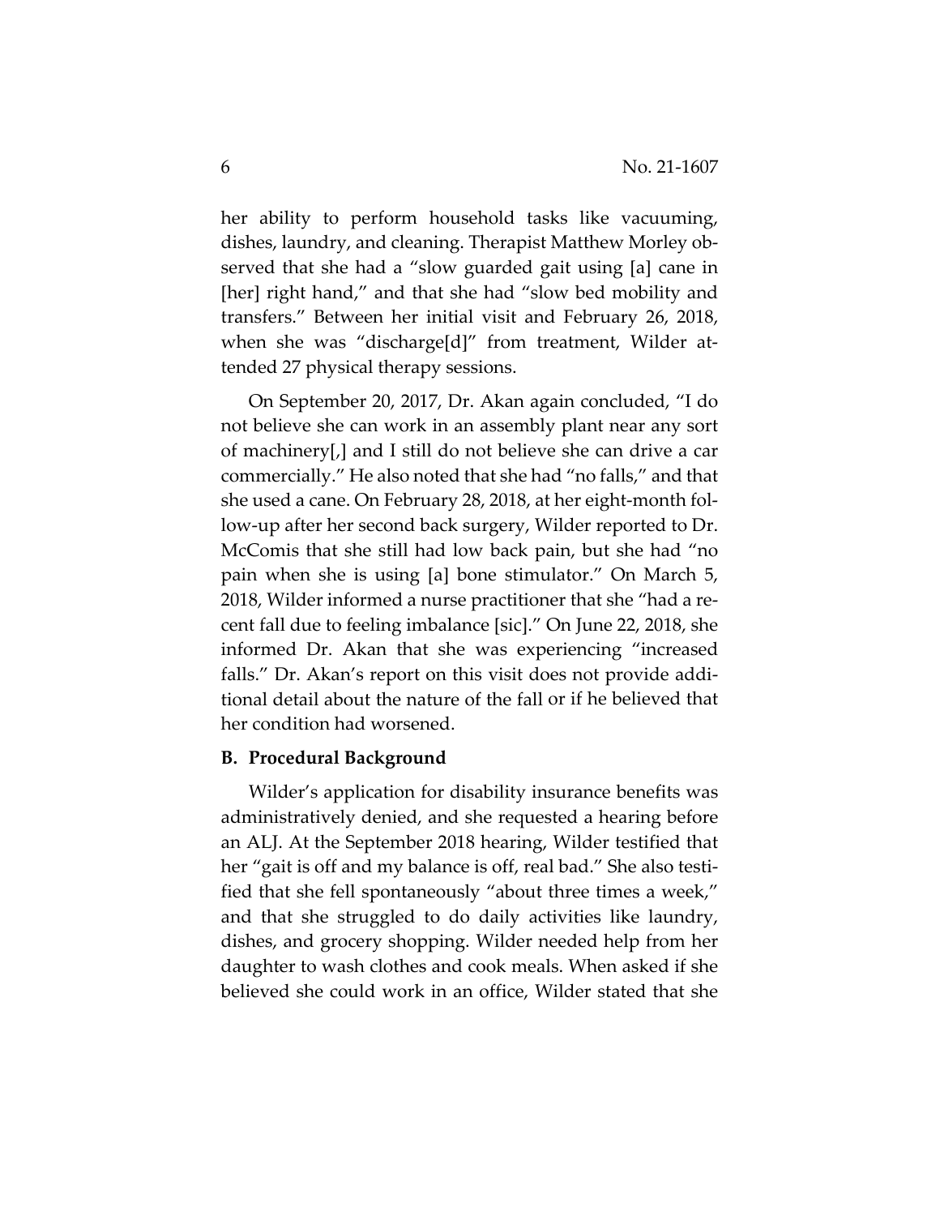her ability to perform household tasks like vacuuming, dishes, laundry, and cleaning. Therapist Matthew Morley observed that she had a "slow guarded gait using [a] cane in [her] right hand," and that she had "slow bed mobility and transfers." Between her initial visit and February 26, 2018, when she was "discharge[d]" from treatment, Wilder attended 27 physical therapy sessions.

On September 20, 2017, Dr. Akan again concluded, "I do not believe she can work in an assembly plant near any sort of machinery[,] and I still do not believe she can drive a car commercially." He also noted that she had "no falls," and that she used a cane. On February 28, 2018, at her eight-month follow-up after her second back surgery, Wilder reported to Dr. McComis that she still had low back pain, but she had "no pain when she is using [a] bone stimulator." On March 5, 2018, Wilder informed a nurse practitioner that she "had a recent fall due to feeling imbalance [sic]." On June 22, 2018, she informed Dr. Akan that she was experiencing "increased falls." Dr. Akan's report on this visit does not provide additional detail about the nature of the fall or if he believed that her condition had worsened.

### B. Procedural Background

Wilder's application for disability insurance benefits was administratively denied, and she requested a hearing before an ALJ. At the September 2018 hearing, Wilder testified that her "gait is off and my balance is off, real bad." She also testified that she fell spontaneously "about three times a week," and that she struggled to do daily activities like laundry, dishes, and grocery shopping. Wilder needed help from her daughter to wash clothes and cook meals. When asked if she believed she could work in an office, Wilder stated that she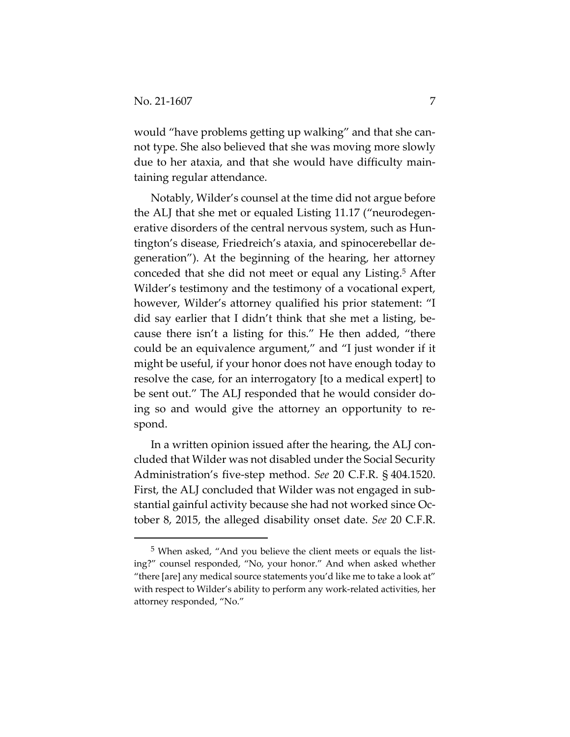would "have problems getting up walking" and that she cannot type. She also believed that she was moving more slowly due to her ataxia, and that she would have difficulty maintaining regular attendance.

Notably, Wilder's counsel at the time did not argue before the ALJ that she met or equaled Listing 11.17 ("neurodegenerative disorders of the central nervous system, such as Huntington's disease, Friedreich's ataxia, and spinocerebellar degeneration"). At the beginning of the hearing, her attorney conceded that she did not meet or equal any Listing.[5] After Wilder's testimony and the testimony of a vocational expert, however, Wilder's attorney qualified his prior statement: "I did say earlier that I didn't think that she met a listing, because there isn't a listing for this." He then added, "there could be an equivalence argument," and "I just wonder if it might be useful, if your honor does not have enough today to resolve the case, for an interrogatory [to a medical expert] to be sent out." The ALJ responded that he would consider doing so and would give the attorney an opportunity to respond.

In a written opinion issued after the hearing, the ALJ concluded that Wilder was not disabled under the Social Security Administration's five-step method. *See* 20 C.F.R. § 404.1520. First, the ALJ concluded that Wilder was not engaged in substantial gainful activity because she had not worked since October 8, 2015, the alleged disability onset date. *See* 20 C.F.R.

---

[5] When asked, "And you believe the client meets or equals the listing?" counsel responded, "No, your honor." And when asked whether "there [are] any medical source statements you'd like me to take a look at" with respect to Wilder's ability to perform any work-related activities, her attorney responded, "No."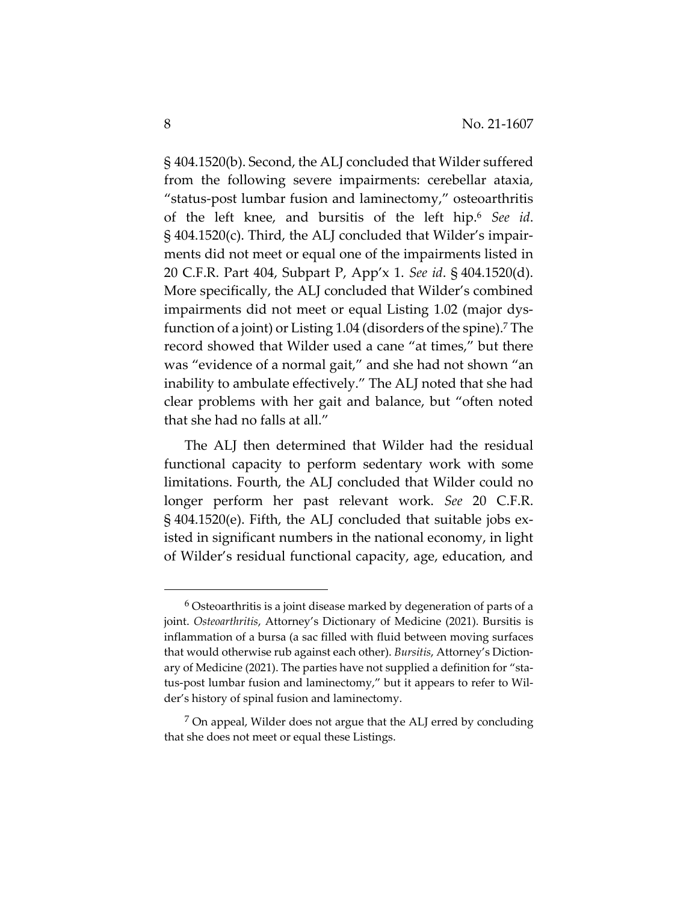§ 404.1520(b). Second, the ALJ concluded that Wilder suffered from the following severe impairments: cerebellar ataxia, "status-post lumbar fusion and laminectomy," osteoarthritis of the left knee, and bursitis of the left hip.[6] *See id*. § 404.1520(c). Third, the ALJ concluded that Wilder's impairments did not meet or equal one of the impairments listed in 20 C.F.R. Part 404, Subpart P, App'x 1. *See id*. § 404.1520(d). More specifically, the ALJ concluded that Wilder's combined impairments did not meet or equal Listing 1.02 (major dysfunction of a joint) or Listing 1.04 (disorders of the spine).[7] The record showed that Wilder used a cane "at times," but there was "evidence of a normal gait," and she had not shown "an inability to ambulate effectively." The ALJ noted that she had clear problems with her gait and balance, but "often noted that she had no falls at all."

The ALJ then determined that Wilder had the residual functional capacity to perform sedentary work with some limitations. Fourth, the ALJ concluded that Wilder could no longer perform her past relevant work. *See* 20 C.F.R. § 404.1520(e). Fifth, the ALJ concluded that suitable jobs existed in significant numbers in the national economy, in light of Wilder's residual functional capacity, age, education, and

---

[6] Osteoarthritis is a joint disease marked by degeneration of parts of a joint. *Osteoarthritis*, Attorney's Dictionary of Medicine (2021). Bursitis is inflammation of a bursa (a sac filled with fluid between moving surfaces that would otherwise rub against each other). *Bursitis*, Attorney's Dictionary of Medicine (2021). The parties have not supplied a definition for "status-post lumbar fusion and laminectomy," but it appears to refer to Wilder's history of spinal fusion and laminectomy.

[7] On appeal, Wilder does not argue that the ALJ erred by concluding that she does not meet or equal these Listings.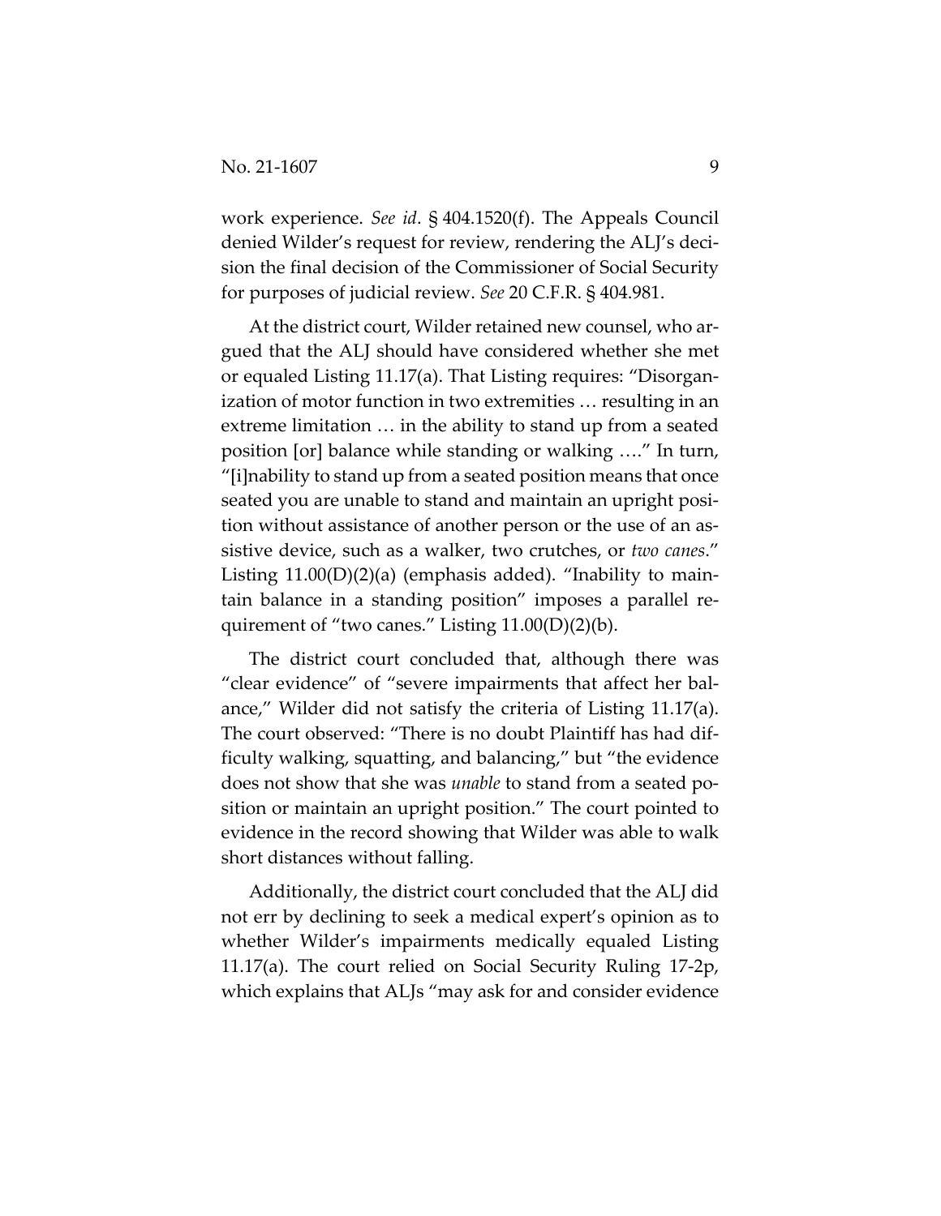work experience. *See id*. § 404.1520(f). The Appeals Council denied Wilder's request for review, rendering the ALJ's decision the final decision of the Commissioner of Social Security for purposes of judicial review. *See* 20 C.F.R. § 404.981.

At the district court, Wilder retained new counsel, who argued that the ALJ should have considered whether she met or equaled Listing 11.17(a). That Listing requires: "Disorganization of motor function in two extremities … resulting in an extreme limitation … in the ability to stand up from a seated position [or] balance while standing or walking …." In turn, "[i]nability to stand up from a seated position means that once seated you are unable to stand and maintain an upright position without assistance of another person or the use of an assistive device, such as a walker, two crutches, or *two canes*." Listing 11.00(D)(2)(a) (emphasis added). "Inability to maintain balance in a standing position" imposes a parallel requirement of "two canes." Listing 11.00(D)(2)(b).

The district court concluded that, although there was "clear evidence" of "severe impairments that affect her balance," Wilder did not satisfy the criteria of Listing 11.17(a). The court observed: "There is no doubt Plaintiff has had difficulty walking, squatting, and balancing," but "the evidence does not show that she was *unable* to stand from a seated position or maintain an upright position." The court pointed to evidence in the record showing that Wilder was able to walk short distances without falling.

Additionally, the district court concluded that the ALJ did not err by declining to seek a medical expert's opinion as to whether Wilder's impairments medically equaled Listing 11.17(a). The court relied on Social Security Ruling 17-2p, which explains that ALJs "may ask for and consider evidence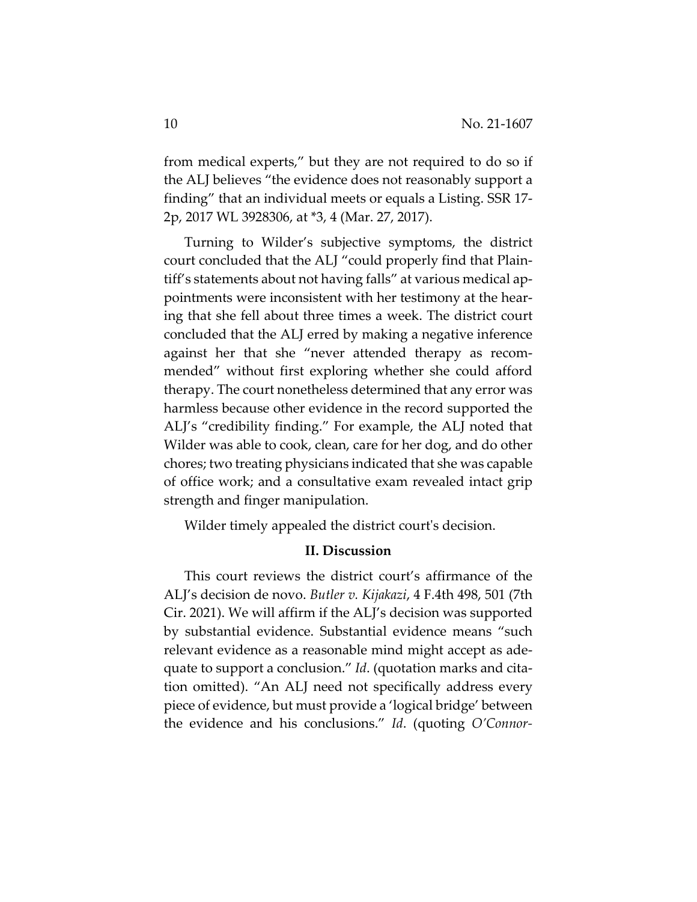from medical experts," but they are not required to do so if the ALJ believes "the evidence does not reasonably support a finding" that an individual meets or equals a Listing. SSR 17-2p, 2017 WL 3928306, at *3, 4 (Mar. 27, 2017).

Turning to Wilder's subjective symptoms, the district court concluded that the ALJ "could properly find that Plaintiff's statements about not having falls" at various medical appointments were inconsistent with her testimony at the hearing that she fell about three times a week. The district court concluded that the ALJ erred by making a negative inference against her that she "never attended therapy as recommended" without first exploring whether she could afford therapy. The court nonetheless determined that any error was harmless because other evidence in the record supported the ALJ's "credibility finding." For example, the ALJ noted that Wilder was able to cook, clean, care for her dog, and do other chores; two treating physicians indicated that she was capable of office work; and a consultative exam revealed intact grip strength and finger manipulation.

Wilder timely appealed the district court's decision.

## II. Discussion

This court reviews the district court's affirmance of the ALJ's decision de novo. *Butler v. Kijakazi*, 4 F.4th 498, 501 (7th Cir. 2021). We will affirm if the ALJ's decision was supported by substantial evidence. Substantial evidence means "such relevant evidence as a reasonable mind might accept as adequate to support a conclusion." *Id*. (quotation marks and citation omitted). "An ALJ need not specifically address every piece of evidence, but must provide a 'logical bridge' between the evidence and his conclusions." *Id*. (quoting *O'Connor-*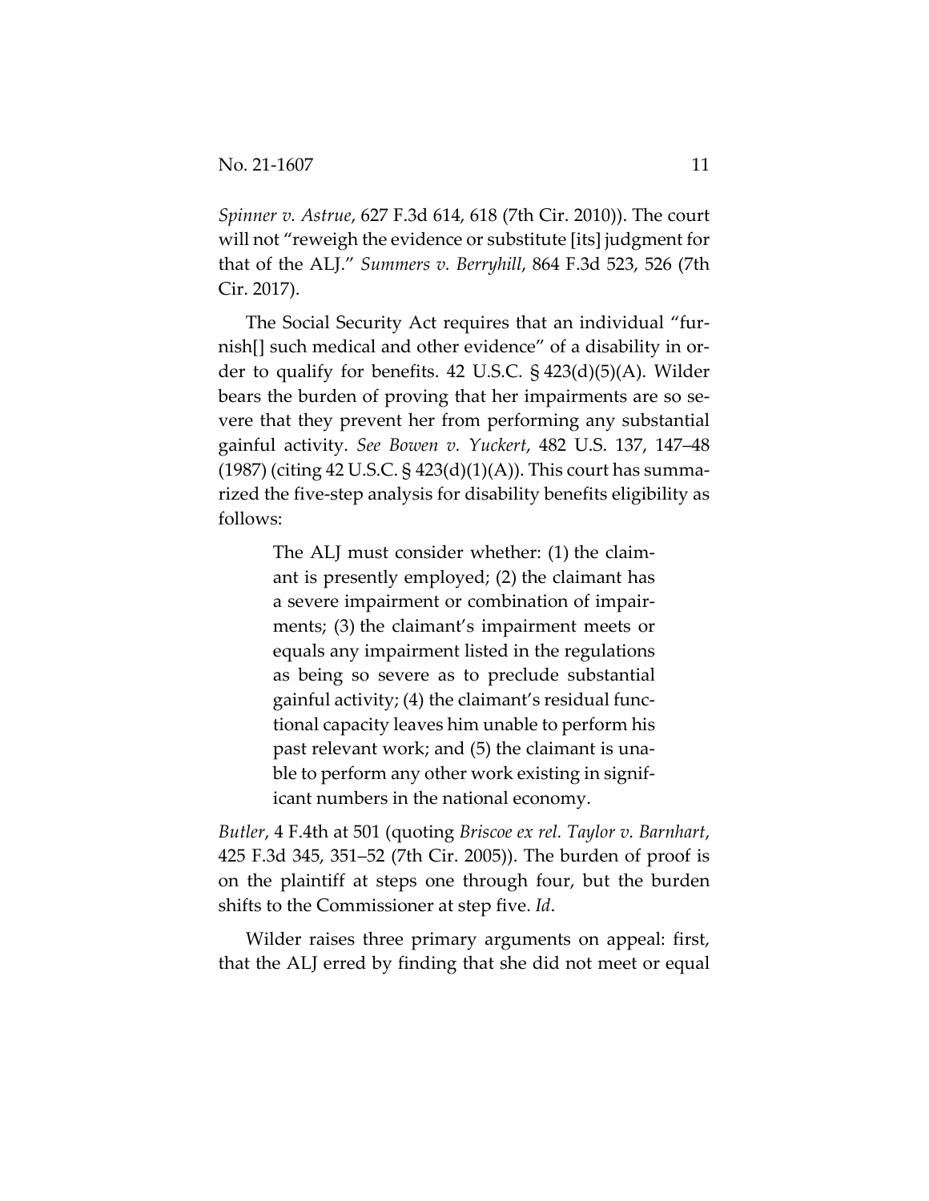*Spinner v. Astrue*, 627 F.3d 614, 618 (7th Cir. 2010)). The court will not "reweigh the evidence or substitute [its] judgment for that of the ALJ." *Summers v. Berryhill*, 864 F.3d 523, 526 (7th Cir. 2017).

The Social Security Act requires that an individual "furnish[] such medical and other evidence" of a disability in order to qualify for benefits. 42 U.S.C. § 423(d)(5)(A). Wilder bears the burden of proving that her impairments are so severe that they prevent her from performing any substantial gainful activity. *See Bowen v. Yuckert*, 482 U.S. 137, 147–48 (1987) (citing 42 U.S.C. § 423(d)(1)(A)). This court has summarized the five-step analysis for disability benefits eligibility as follows:

> The ALJ must consider whether: (1) the claimant is presently employed; (2) the claimant has a severe impairment or combination of impairments; (3) the claimant's impairment meets or equals any impairment listed in the regulations as being so severe as to preclude substantial gainful activity; (4) the claimant's residual functional capacity leaves him unable to perform his past relevant work; and (5) the claimant is unable to perform any other work existing in significant numbers in the national economy.

*Butler*, 4 F.4th at 501 (quoting *Briscoe ex rel. Taylor v. Barnhart*, 425 F.3d 345, 351–52 (7th Cir. 2005)). The burden of proof is on the plaintiff at steps one through four, but the burden shifts to the Commissioner at step five. *Id*.

Wilder raises three primary arguments on appeal: first, that the ALJ erred by finding that she did not meet or equal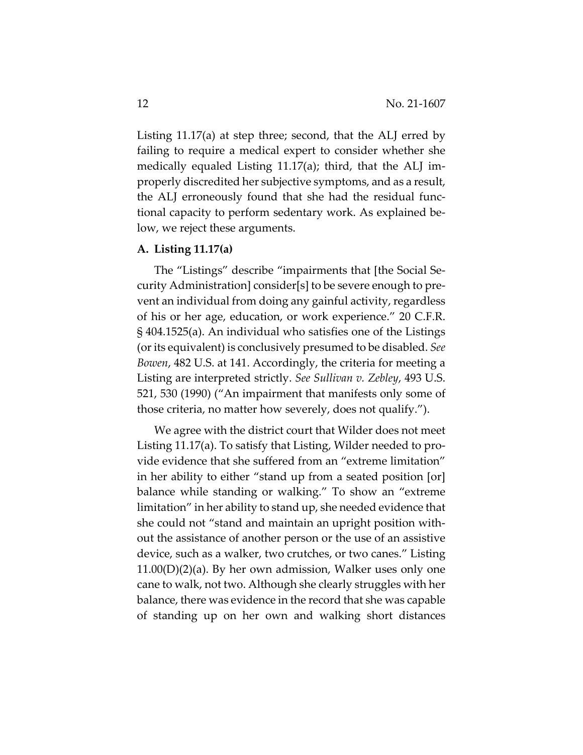Listing 11.17(a) at step three; second, that the ALJ erred by failing to require a medical expert to consider whether she medically equaled Listing 11.17(a); third, that the ALJ improperly discredited her subjective symptoms, and as a result, the ALJ erroneously found that she had the residual functional capacity to perform sedentary work. As explained below, we reject these arguments.

**A. Listing 11.17(a)**

The "Listings" describe "impairments that [the Social Security Administration] consider[s] to be severe enough to prevent an individual from doing any gainful activity, regardless of his or her age, education, or work experience." 20 C.F.R. § 404.1525(a). An individual who satisfies one of the Listings (or its equivalent) is conclusively presumed to be disabled. *See Bowen*, 482 U.S. at 141. Accordingly, the criteria for meeting a Listing are interpreted strictly. *See Sullivan v. Zebley*, 493 U.S. 521, 530 (1990) ("An impairment that manifests only some of those criteria, no matter how severely, does not qualify.").

We agree with the district court that Wilder does not meet Listing 11.17(a). To satisfy that Listing, Wilder needed to provide evidence that she suffered from an "extreme limitation" in her ability to either "stand up from a seated position [or] balance while standing or walking." To show an "extreme limitation" in her ability to stand up, she needed evidence that she could not "stand and maintain an upright position without the assistance of another person or the use of an assistive device, such as a walker, two crutches, or two canes." Listing 11.00(D)(2)(a). By her own admission, Walker uses only one cane to walk, not two. Although she clearly struggles with her balance, there was evidence in the record that she was capable of standing up on her own and walking short distances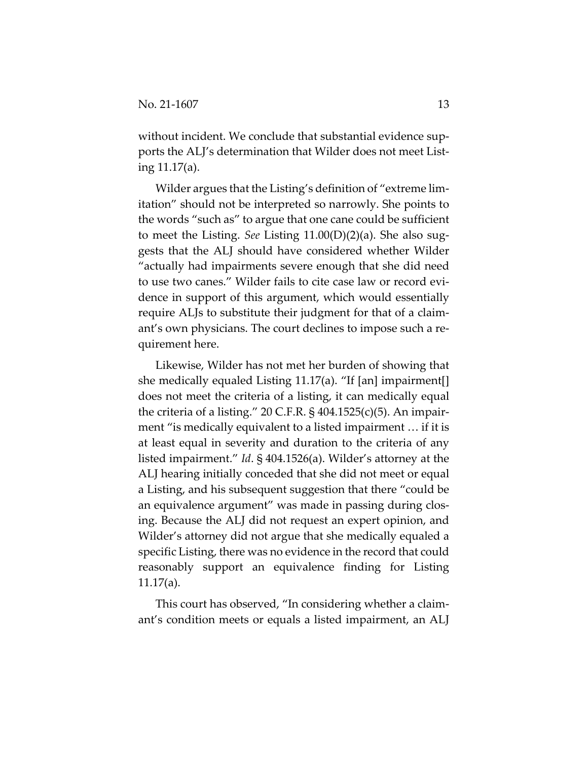without incident. We conclude that substantial evidence supports the ALJ's determination that Wilder does not meet Listing 11.17(a).

Wilder argues that the Listing's definition of "extreme limitation" should not be interpreted so narrowly. She points to the words "such as" to argue that one cane could be sufficient to meet the Listing. *See* Listing 11.00(D)(2)(a). She also suggests that the ALJ should have considered whether Wilder "actually had impairments severe enough that she did need to use two canes." Wilder fails to cite case law or record evidence in support of this argument, which would essentially require ALJs to substitute their judgment for that of a claimant's own physicians. The court declines to impose such a requirement here.

Likewise, Wilder has not met her burden of showing that she medically equaled Listing 11.17(a). "If [an] impairment[] does not meet the criteria of a listing, it can medically equal the criteria of a listing." 20 C.F.R. § 404.1525(c)(5). An impairment "is medically equivalent to a listed impairment … if it is at least equal in severity and duration to the criteria of any listed impairment." *Id*. § 404.1526(a). Wilder's attorney at the ALJ hearing initially conceded that she did not meet or equal a Listing, and his subsequent suggestion that there "could be an equivalence argument" was made in passing during closing. Because the ALJ did not request an expert opinion, and Wilder's attorney did not argue that she medically equaled a specific Listing, there was no evidence in the record that could reasonably support an equivalence finding for Listing 11.17(a).

This court has observed, "In considering whether a claimant's condition meets or equals a listed impairment, an ALJ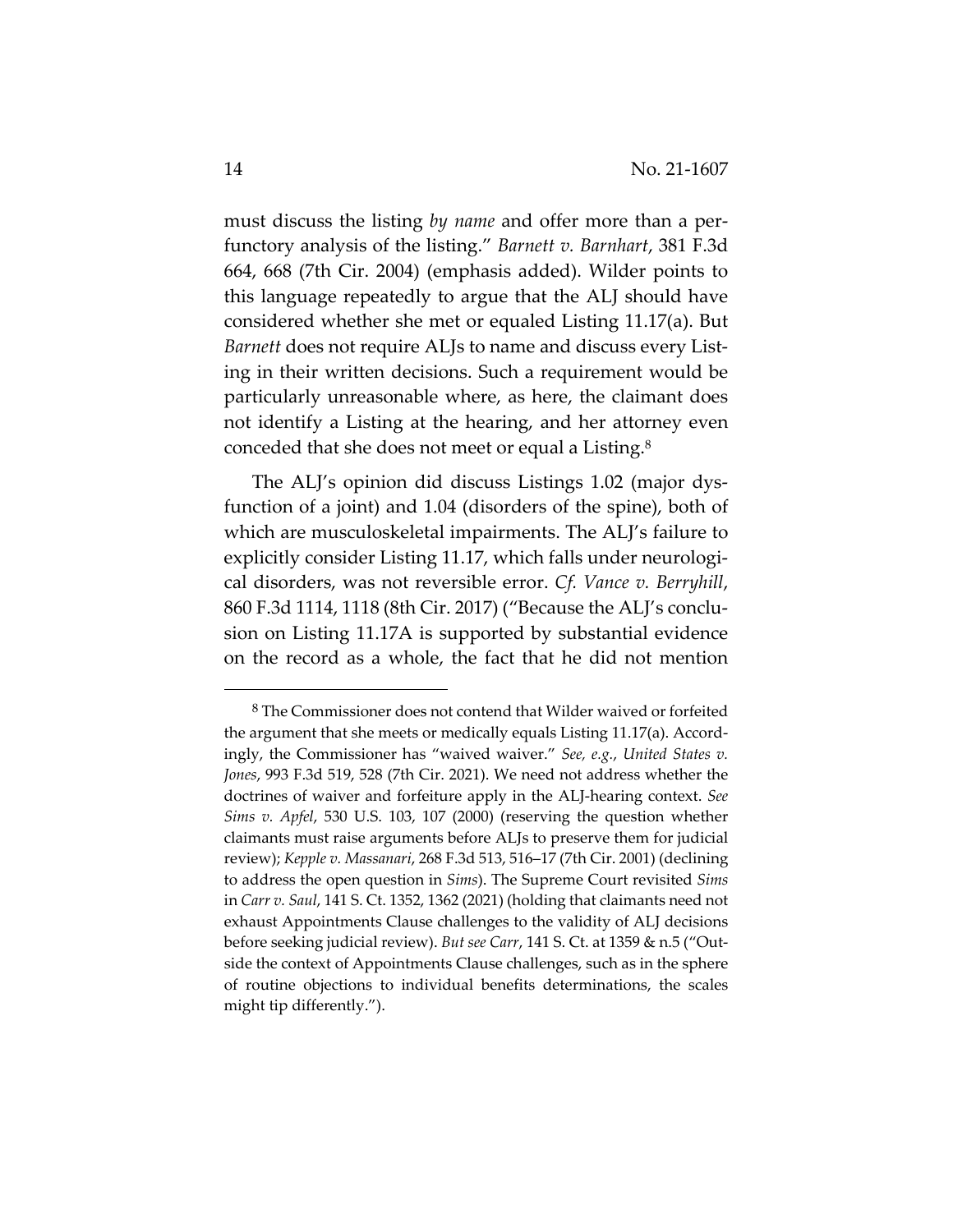must discuss the listing *by name* and offer more than a perfunctory analysis of the listing." *Barnett v. Barnhart*, 381 F.3d 664, 668 (7th Cir. 2004) (emphasis added). Wilder points to this language repeatedly to argue that the ALJ should have considered whether she met or equaled Listing 11.17(a). But *Barnett* does not require ALJs to name and discuss every Listing in their written decisions. Such a requirement would be particularly unreasonable where, as here, the claimant does not identify a Listing at the hearing, and her attorney even conceded that she does not meet or equal a Listing.[8]

The ALJ's opinion did discuss Listings 1.02 (major dysfunction of a joint) and 1.04 (disorders of the spine), both of which are musculoskeletal impairments. The ALJ's failure to explicitly consider Listing 11.17, which falls under neurological disorders, was not reversible error. *Cf. Vance v. Berryhill*, 860 F.3d 1114, 1118 (8th Cir. 2017) ("Because the ALJ's conclusion on Listing 11.17A is supported by substantial evidence on the record as a whole, the fact that he did not mention

---

[8] The Commissioner does not contend that Wilder waived or forfeited the argument that she meets or medically equals Listing 11.17(a). Accordingly, the Commissioner has "waived waiver." *See, e.g.*, *United States v. Jones*, 993 F.3d 519, 528 (7th Cir. 2021). We need not address whether the doctrines of waiver and forfeiture apply in the ALJ-hearing context. *See Sims v. Apfel*, 530 U.S. 103, 107 (2000) (reserving the question whether claimants must raise arguments before ALJs to preserve them for judicial review); *Kepple v. Massanari*, 268 F.3d 513, 516–17 (7th Cir. 2001) (declining to address the open question in *Sims*). The Supreme Court revisited *Sims* in *Carr v. Saul*, 141 S. Ct. 1352, 1362 (2021) (holding that claimants need not exhaust Appointments Clause challenges to the validity of ALJ decisions before seeking judicial review). *But see Carr*, 141 S. Ct. at 1359 & n.5 ("Outside the context of Appointments Clause challenges, such as in the sphere of routine objections to individual benefits determinations, the scales might tip differently.").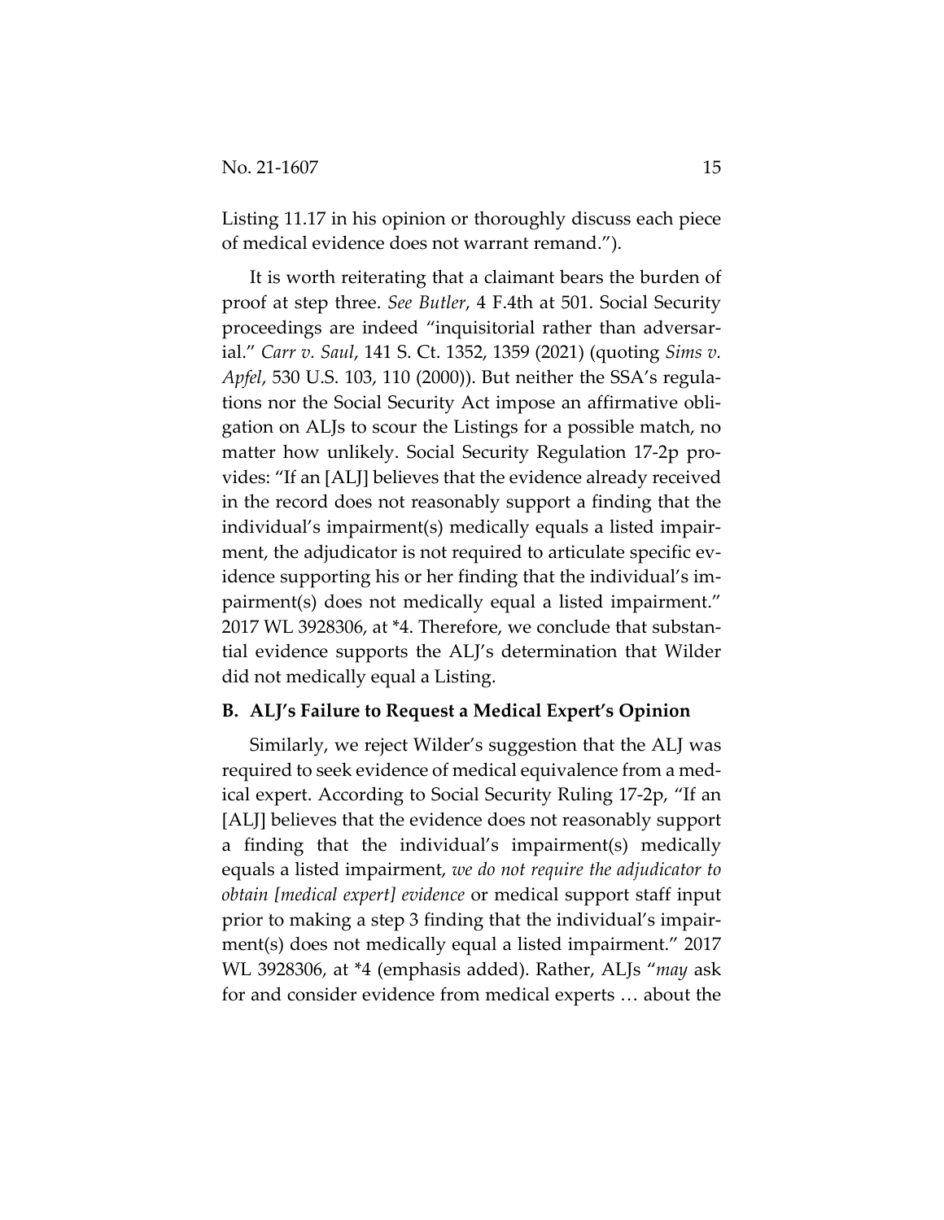Listing 11.17 in his opinion or thoroughly discuss each piece of medical evidence does not warrant remand.").

It is worth reiterating that a claimant bears the burden of proof at step three. *See Butler*, 4 F.4th at 501. Social Security proceedings are indeed "inquisitorial rather than adversarial." *Carr v. Saul*, 141 S. Ct. 1352, 1359 (2021) (quoting *Sims v. Apfel*, 530 U.S. 103, 110 (2000)). But neither the SSA's regulations nor the Social Security Act impose an affirmative obligation on ALJs to scour the Listings for a possible match, no matter how unlikely. Social Security Regulation 17-2p provides: "If an [ALJ] believes that the evidence already received in the record does not reasonably support a finding that the individual's impairment(s) medically equals a listed impairment, the adjudicator is not required to articulate specific evidence supporting his or her finding that the individual's impairment(s) does not medically equal a listed impairment." 2017 WL 3928306, at *4. Therefore, we conclude that substantial evidence supports the ALJ's determination that Wilder did not medically equal a Listing.

### B. ALJ's Failure to Request a Medical Expert's Opinion

Similarly, we reject Wilder's suggestion that the ALJ was required to seek evidence of medical equivalence from a medical expert. According to Social Security Ruling 17-2p, "If an [ALJ] believes that the evidence does not reasonably support a finding that the individual's impairment(s) medically equals a listed impairment, *we do not require the adjudicator to obtain [medical expert] evidence* or medical support staff input prior to making a step 3 finding that the individual's impairment(s) does not medically equal a listed impairment." 2017 WL 3928306, at *4 (emphasis added). Rather, ALJs "*may* ask for and consider evidence from medical experts … about the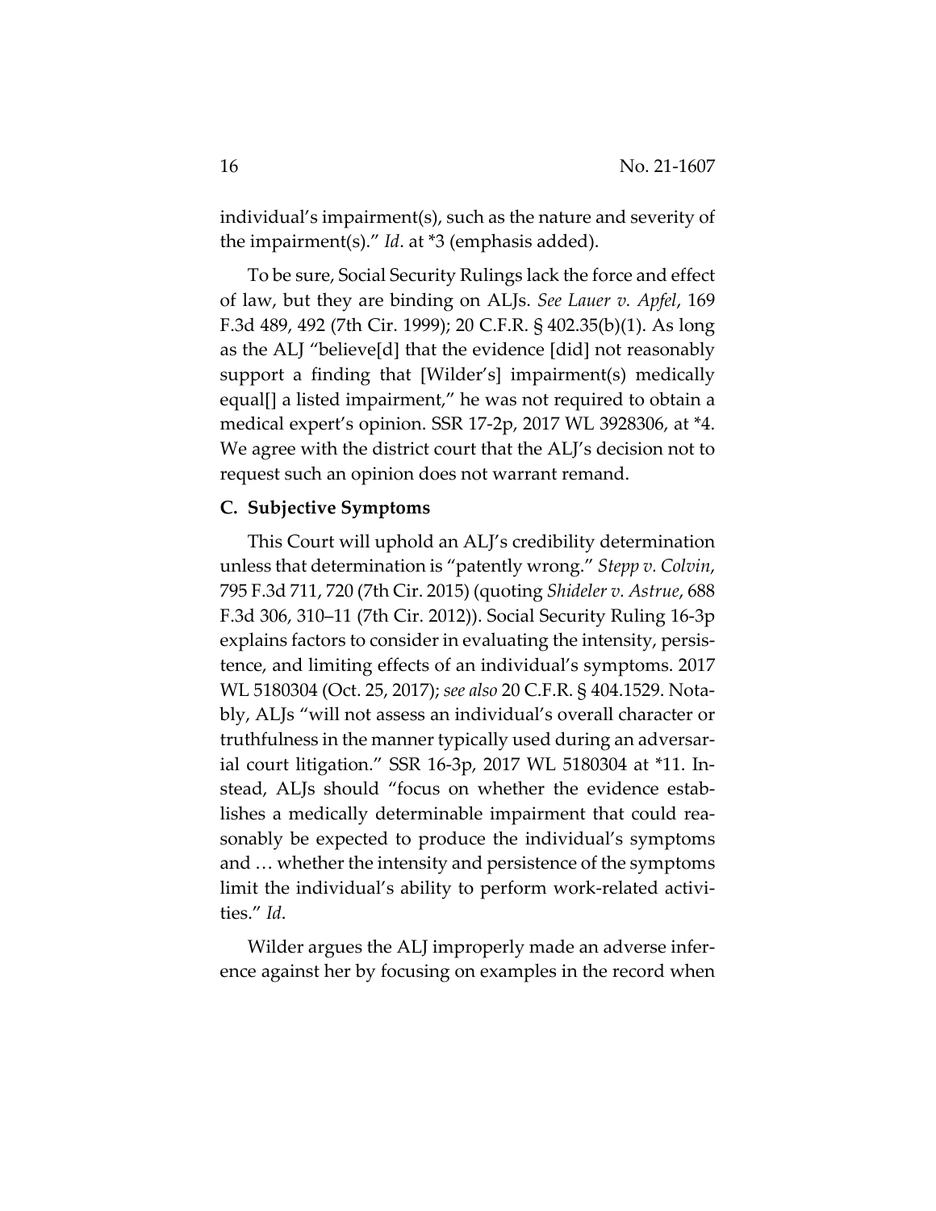individual's impairment(s), such as the nature and severity of the impairment(s)." *Id*. at *3 (emphasis added).

To be sure, Social Security Rulings lack the force and effect of law, but they are binding on ALJs. *See Lauer v. Apfel*, 169 F.3d 489, 492 (7th Cir. 1999); 20 C.F.R. § 402.35(b)(1). As long as the ALJ "believe[d] that the evidence [did] not reasonably support a finding that [Wilder's] impairment(s) medically equal[] a listed impairment," he was not required to obtain a medical expert's opinion. SSR 17-2p, 2017 WL 3928306, at *4. We agree with the district court that the ALJ's decision not to request such an opinion does not warrant remand.

### C. Subjective Symptoms

This Court will uphold an ALJ's credibility determination unless that determination is "patently wrong." *Stepp v. Colvin*, 795 F.3d 711, 720 (7th Cir. 2015) (quoting *Shideler v. Astrue*, 688 F.3d 306, 310–11 (7th Cir. 2012)). Social Security Ruling 16-3p explains factors to consider in evaluating the intensity, persistence, and limiting effects of an individual's symptoms. 2017 WL 5180304 (Oct. 25, 2017); *see also* 20 C.F.R. § 404.1529. Notably, ALJs "will not assess an individual's overall character or truthfulness in the manner typically used during an adversarial court litigation." SSR 16-3p, 2017 WL 5180304 at *11. Instead, ALJs should "focus on whether the evidence establishes a medically determinable impairment that could reasonably be expected to produce the individual's symptoms and … whether the intensity and persistence of the symptoms limit the individual's ability to perform work-related activities." *Id*.

Wilder argues the ALJ improperly made an adverse inference against her by focusing on examples in the record when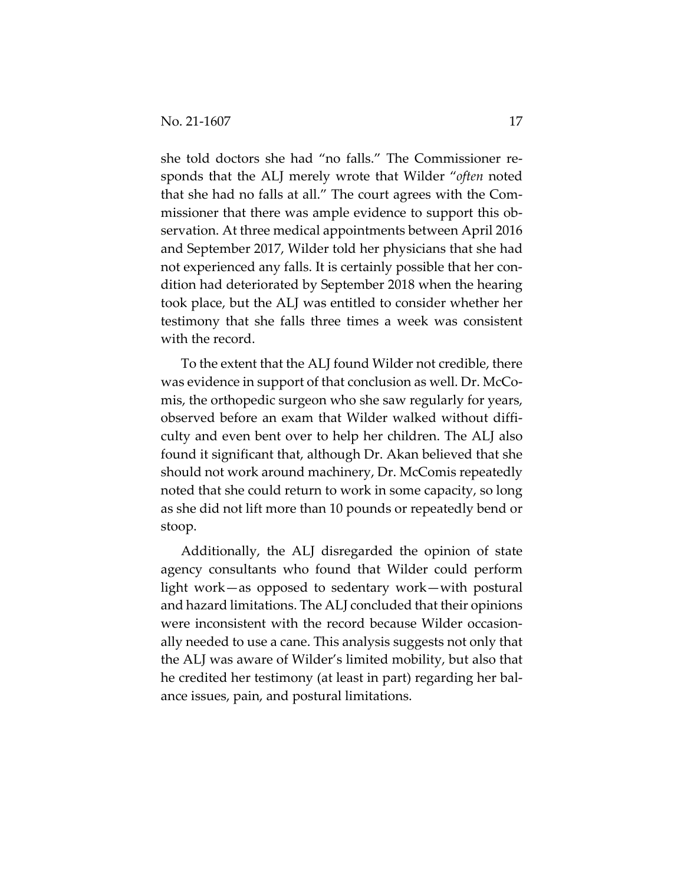she told doctors she had "no falls." The Commissioner responds that the ALJ merely wrote that Wilder "*often* noted that she had no falls at all." The court agrees with the Commissioner that there was ample evidence to support this observation. At three medical appointments between April 2016 and September 2017, Wilder told her physicians that she had not experienced any falls. It is certainly possible that her condition had deteriorated by September 2018 when the hearing took place, but the ALJ was entitled to consider whether her testimony that she falls three times a week was consistent with the record.

To the extent that the ALJ found Wilder not credible, there was evidence in support of that conclusion as well. Dr. McComis, the orthopedic surgeon who she saw regularly for years, observed before an exam that Wilder walked without difficulty and even bent over to help her children. The ALJ also found it significant that, although Dr. Akan believed that she should not work around machinery, Dr. McComis repeatedly noted that she could return to work in some capacity, so long as she did not lift more than 10 pounds or repeatedly bend or stoop.

Additionally, the ALJ disregarded the opinion of state agency consultants who found that Wilder could perform light work—as opposed to sedentary work—with postural and hazard limitations. The ALJ concluded that their opinions were inconsistent with the record because Wilder occasionally needed to use a cane. This analysis suggests not only that the ALJ was aware of Wilder's limited mobility, but also that he credited her testimony (at least in part) regarding her balance issues, pain, and postural limitations.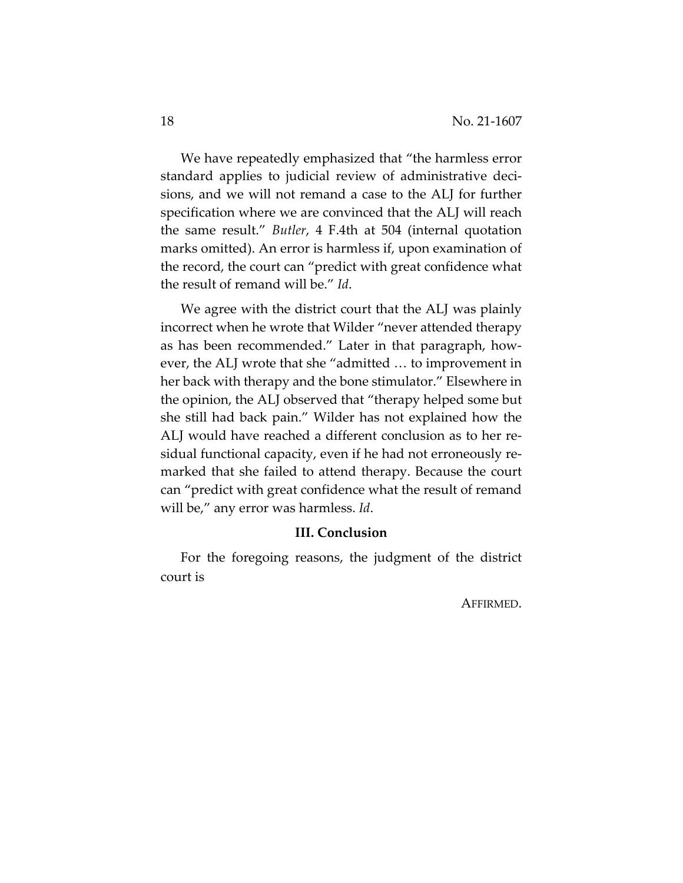We have repeatedly emphasized that "the harmless error standard applies to judicial review of administrative decisions, and we will not remand a case to the ALJ for further specification where we are convinced that the ALJ will reach the same result." *Butler*, 4 F.4th at 504 (internal quotation marks omitted). An error is harmless if, upon examination of the record, the court can "predict with great confidence what the result of remand will be." *Id*.

We agree with the district court that the ALJ was plainly incorrect when he wrote that Wilder "never attended therapy as has been recommended." Later in that paragraph, however, the ALJ wrote that she "admitted … to improvement in her back with therapy and the bone stimulator." Elsewhere in the opinion, the ALJ observed that "therapy helped some but she still had back pain." Wilder has not explained how the ALJ would have reached a different conclusion as to her residual functional capacity, even if he had not erroneously remarked that she failed to attend therapy. Because the court can "predict with great confidence what the result of remand will be," any error was harmless. *Id*.

### III. Conclusion

For the foregoing reasons, the judgment of the district court is

AFFIRMED.